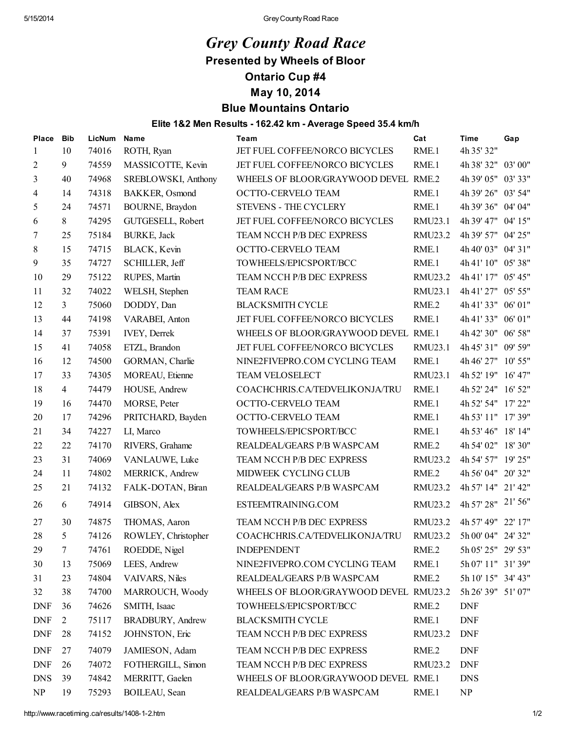# *Grey County Road Race*

## Presented by Wheels of Bloor

## Ontario Cup #4

## May 10, 2014

## Blue Mountains Ontario

### Elite 1&2 Men Results - 162.42 km - Average Speed 35.4 km/h

| Place | Bib | LicNum | Name | Team | Cat | Time | Gap |
|---|---|---|---|---|---|---|---|
| 1 | 10 | 74016 | ROTH, Ryan | JET FUEL COFFEE/NORCO BICYCLES | RME.1 | 4h 35' 32" | |
| 2 | 9 | 74559 | MASSICOTTE, Kevin | JET FUEL COFFEE/NORCO BICYCLES | RME.1 | 4h 38' 32" | 03' 00" |
| 3 | 40 | 74968 | SREBLOWSKI, Anthony | WHEELS OF BLOOR/GRAYWOOD DEVEL | RME.2 | 4h 39' 05" | 03' 33" |
| 4 | 14 | 74318 | BAKKER, Osmond | OCTTO-CERVELO TEAM | RME.1 | 4h 39' 26" | 03' 54" |
| 5 | 24 | 74571 | BOURNE, Braydon | STEVENS - THE CYCLERY | RME.1 | 4h 39' 36" | 04' 04" |
| 6 | 8 | 74295 | GUTGESELL, Robert | JET FUEL COFFEE/NORCO BICYCLES | RMU23.1 | 4h 39' 47" | 04' 15" |
| 7 | 25 | 75184 | BURKE, Jack | TEAM NCCH P/B DEC EXPRESS | RMU23.2 | 4h 39' 57" | 04' 25" |
| 8 | 15 | 74715 | BLACK, Kevin | OCTTO-CERVELO TEAM | RME.1 | 4h 40' 03" | 04' 31" |
| 9 | 35 | 74727 | SCHILLER, Jeff | TOWHEELS/EPICSPORT/BCC | RME.1 | 4h 41' 10" | 05' 38" |
| 10 | 29 | 75122 | RUPES, Martin | TEAM NCCH P/B DEC EXPRESS | RMU23.2 | 4h 41' 17" | 05' 45" |
| 11 | 32 | 74022 | WELSH, Stephen | TEAM RACE | RMU23.1 | 4h 41' 27" | 05' 55" |
| 12 | 3 | 75060 | DODDY, Dan | BLACKSMITH CYCLE | RME.2 | 4h 41' 33" | 06' 01" |
| 13 | 44 | 74198 | VARABEI, Anton | JET FUEL COFFEE/NORCO BICYCLES | RME.1 | 4h 41' 33" | 06' 01" |
| 14 | 37 | 75391 | IVEY, Derrek | WHEELS OF BLOOR/GRAYWOOD DEVEL | RME.1 | 4h 42' 30" | 06' 58" |
| 15 | 41 | 74058 | ETZL, Brandon | JET FUEL COFFEE/NORCO BICYCLES | RMU23.1 | 4h 45' 31" | 09' 59" |
| 16 | 12 | 74500 | GORMAN, Charlie | NINE2FIVEPRO.COM CYCLING TEAM | RME.1 | 4h 46' 27" | 10' 55" |
| 17 | 33 | 74305 | MOREAU, Etienne | TEAM VELOSELECT | RMU23.1 | 4h 52' 19" | 16' 47" |
| 18 | 4 | 74479 | HOUSE, Andrew | COACHCHRIS.CA/TEDVELIKONJA/TRU | RME.1 | 4h 52' 24" | 16' 52" |
| 19 | 16 | 74470 | MORSE, Peter | OCTTO-CERVELO TEAM | RME.1 | 4h 52' 54" | 17' 22" |
| 20 | 17 | 74296 | PRITCHARD, Bayden | OCTTO-CERVELO TEAM | RME.1 | 4h 53' 11" | 17' 39" |
| 21 | 34 | 74227 | LI, Marco | TOWHEELS/EPICSPORT/BCC | RME.1 | 4h 53' 46" | 18' 14" |
| 22 | 22 | 74170 | RIVERS, Grahame | REALDEAL/GEARS P/B WASPCAM | RME.2 | 4h 54' 02" | 18' 30" |
| 23 | 31 | 74069 | VANLAUWE, Luke | TEAM NCCH P/B DEC EXPRESS | RMU23.2 | 4h 54' 57" | 19' 25" |
| 24 | 11 | 74802 | MERRICK, Andrew | MIDWEEK CYCLING CLUB | RME.2 | 4h 56' 04" | 20' 32" |
| 25 | 21 | 74132 | FALK-DOTAN, Biran | REALDEAL/GEARS P/B WASPCAM | RMU23.2 | 4h 57' 14" | 21' 42" |
| 26 | 6 | 74914 | GIBSON, Alex | ESTEEMTRAINING.COM | RMU23.2 | 4h 57' 28" | 21' 56" |
| 27 | 30 | 74875 | THOMAS, Aaron | TEAM NCCH P/B DEC EXPRESS | RMU23.2 | 4h 57' 49" | 22' 17" |
| 28 | 5 | 74126 | ROWLEY, Christopher | COACHCHRIS.CA/TEDVELIKONJA/TRU | RMU23.2 | 5h 00' 04" | 24' 32" |
| 29 | 7 | 74761 | ROEDDE, Nigel | INDEPENDENT | RME.2 | 5h 05' 25" | 29' 53" |
| 30 | 13 | 75069 | LEES, Andrew | NINE2FIVEPRO.COM CYCLING TEAM | RME.1 | 5h 07' 11" | 31' 39" |
| 31 | 23 | 74804 | VAIVARS, Niles | REALDEAL/GEARS P/B WASPCAM | RME.2 | 5h 10' 15" | 34' 43" |
| 32 | 38 | 74700 | MARROUCH, Woody | WHEELS OF BLOOR/GRAYWOOD DEVEL | RMU23.2 | 5h 26' 39" | 51' 07" |
| DNF | 36 | 74626 | SMITH, Isaac | TOWHEELS/EPICSPORT/BCC | RME.2 | DNF | |
| DNF | 2 | 75117 | BRADBURY, Andrew | BLACKSMITH CYCLE | RME.1 | DNF | |
| DNF | 28 | 74152 | JOHNSTON, Eric | TEAM NCCH P/B DEC EXPRESS | RMU23.2 | DNF | |
| DNF | 27 | 74079 | JAMIESON, Adam | TEAM NCCH P/B DEC EXPRESS | RME.2 | DNF | |
| DNF | 26 | 74072 | FOTHERGILL, Simon | TEAM NCCH P/B DEC EXPRESS | RMU23.2 | DNF | |
| DNS | 39 | 74842 | MERRITT, Gaelen | WHEELS OF BLOOR/GRAYWOOD DEVEL | RME.1 | DNS | |
| NP | 19 | 75293 | BOILEAU, Sean | REALDEAL/GEARS P/B WASPCAM | RME.1 | NP | |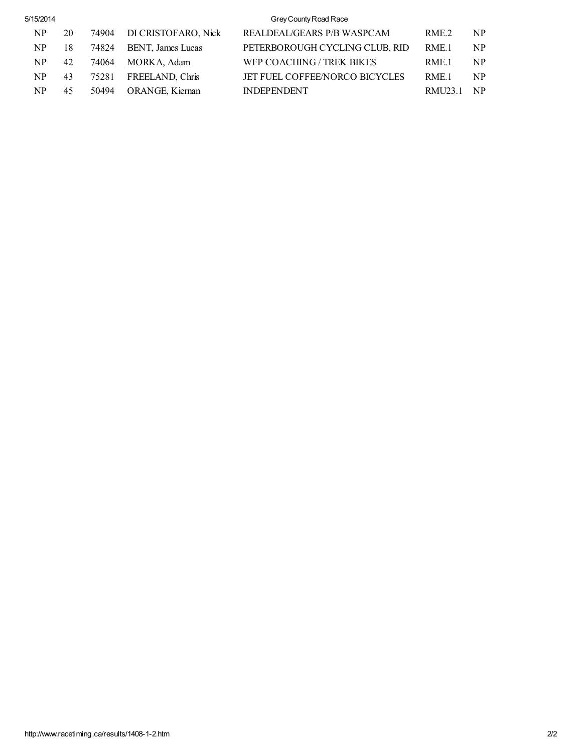| | | | | | | |
|---|---|---|---|---|---|---|
| NP | 20 | 74904 | DI CRISTOFARO, Nick | REALDEAL/GEARS P/B WASPCAM | RME.2 | NP |
| NP | 18 | 74824 | BENT, James Lucas | PETERBOROUGH CYCLING CLUB, RID | RME.1 | NP |
| NP | 42 | 74064 | MORKA, Adam | WFP COACHING / TREK BIKES | RME.1 | NP |
| NP | 43 | 75281 | FREELAND, Chris | JET FUEL COFFEE/NORCO BICYCLES | RME.1 | NP |
| NP | 45 | 50494 | ORANGE, Kiernan | INDEPENDENT | RMU23.1 | NP |